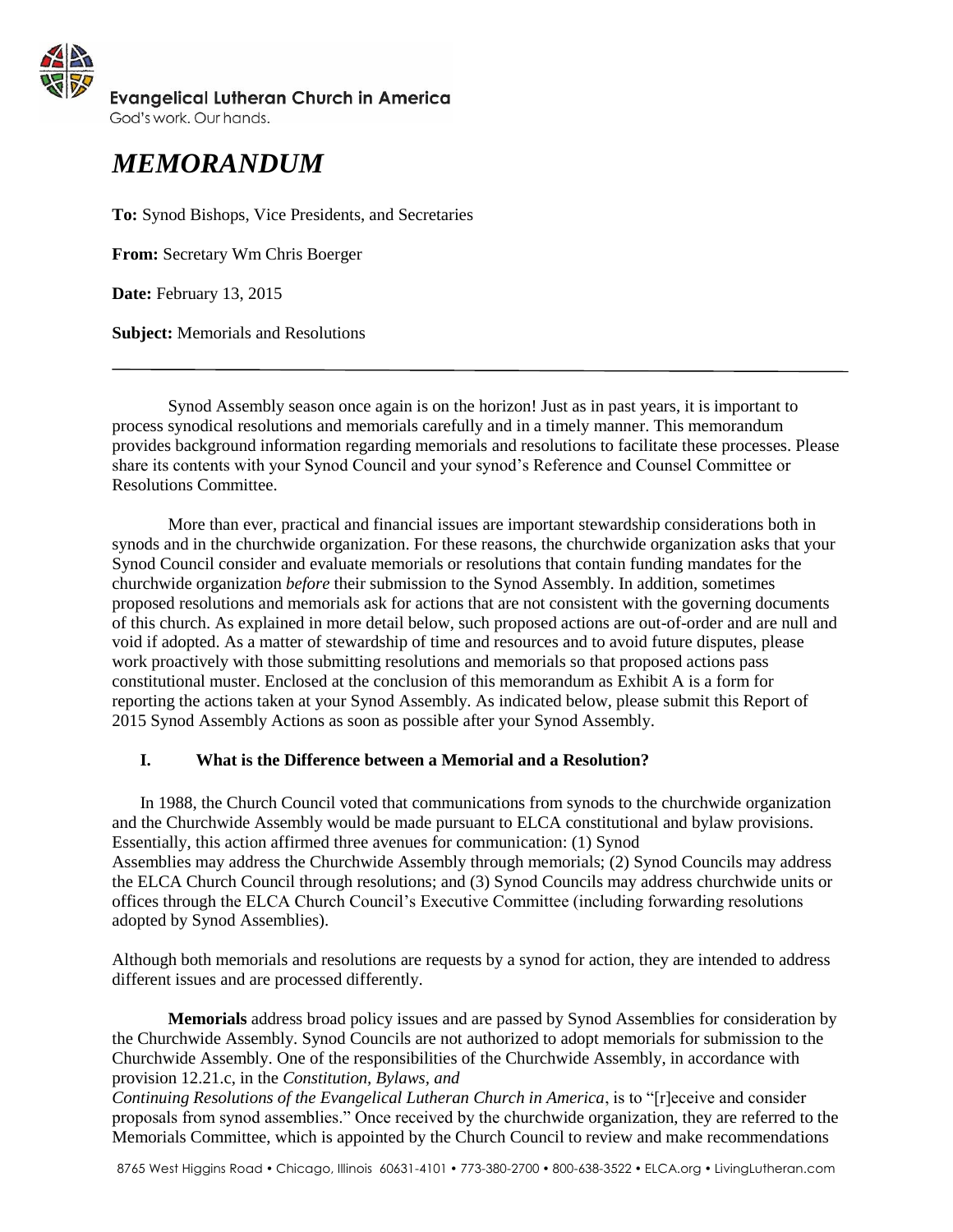Evangelical Lutheran Church in America

God's work. Our hands.

# *MEMORANDUM*

**To:** Synod Bishops, Vice Presidents, and Secretaries

**From:** Secretary Wm Chris Boerger

**Date:** February 13, 2015

**Subject:** Memorials and Resolutions

---

Synod Assembly season once again is on the horizon! Just as in past years, it is important to process synodical resolutions and memorials carefully and in a timely manner. This memorandum provides background information regarding memorials and resolutions to facilitate these processes. Please share its contents with your Synod Council and your synod's Reference and Counsel Committee or Resolutions Committee.

More than ever, practical and financial issues are important stewardship considerations both in synods and in the churchwide organization. For these reasons, the churchwide organization asks that your Synod Council consider and evaluate memorials or resolutions that contain funding mandates for the churchwide organization *before* their submission to the Synod Assembly. In addition, sometimes proposed resolutions and memorials ask for actions that are not consistent with the governing documents of this church. As explained in more detail below, such proposed actions are out-of-order and are null and void if adopted. As a matter of stewardship of time and resources and to avoid future disputes, please work proactively with those submitting resolutions and memorials so that proposed actions pass constitutional muster. Enclosed at the conclusion of this memorandum as Exhibit A is a form for reporting the actions taken at your Synod Assembly. As indicated below, please submit this Report of 2015 Synod Assembly Actions as soon as possible after your Synod Assembly.

## I. What is the Difference between a Memorial and a Resolution?

In 1988, the Church Council voted that communications from synods to the churchwide organization and the Churchwide Assembly would be made pursuant to ELCA constitutional and bylaw provisions. Essentially, this action affirmed three avenues for communication: (1) Synod Assemblies may address the Churchwide Assembly through memorials; (2) Synod Councils may address the ELCA Church Council through resolutions; and (3) Synod Councils may address churchwide units or offices through the ELCA Church Council's Executive Committee (including forwarding resolutions adopted by Synod Assemblies).

Although both memorials and resolutions are requests by a synod for action, they are intended to address different issues and are processed differently.

**Memorials** address broad policy issues and are passed by Synod Assemblies for consideration by the Churchwide Assembly. Synod Councils are not authorized to adopt memorials for submission to the Churchwide Assembly. One of the responsibilities of the Churchwide Assembly, in accordance with provision 12.21.c, in the *Constitution, Bylaws, and Continuing Resolutions of the Evangelical Lutheran Church in America*, is to "[r]eceive and consider proposals from synod assemblies." Once received by the churchwide organization, they are referred to the Memorials Committee, which is appointed by the Church Council to review and make recommendations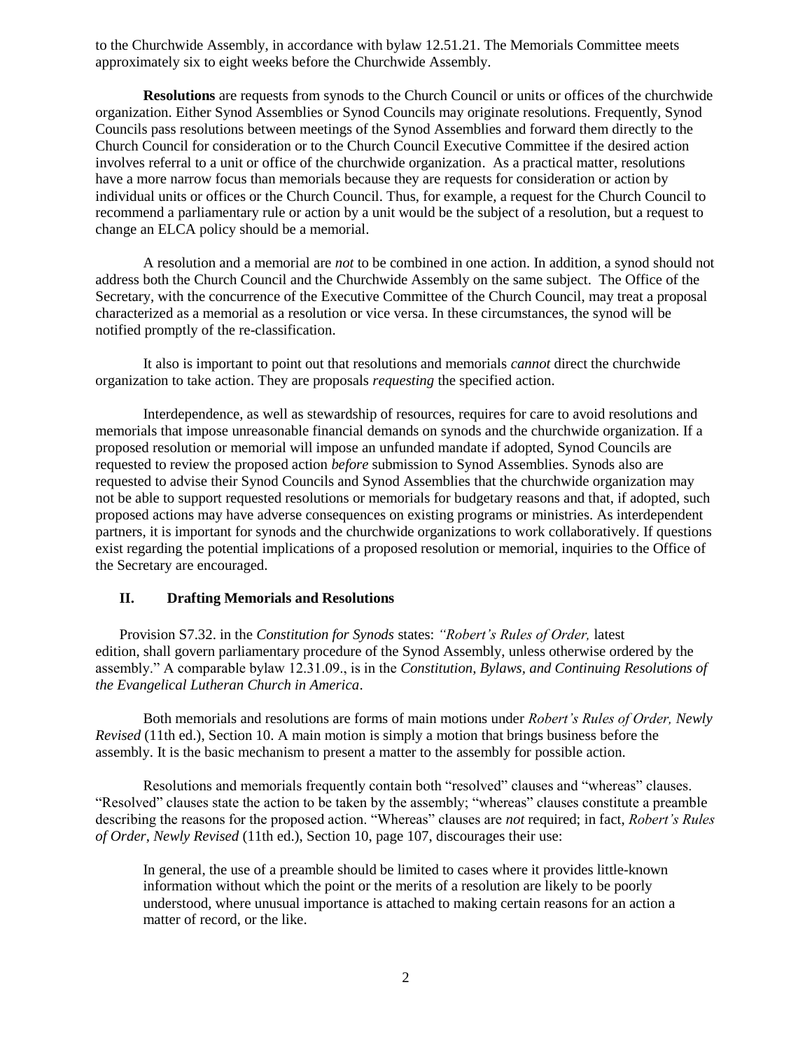to the Churchwide Assembly, in accordance with bylaw 12.51.21. The Memorials Committee meets approximately six to eight weeks before the Churchwide Assembly.

**Resolutions** are requests from synods to the Church Council or units or offices of the churchwide organization. Either Synod Assemblies or Synod Councils may originate resolutions. Frequently, Synod Councils pass resolutions between meetings of the Synod Assemblies and forward them directly to the Church Council for consideration or to the Church Council Executive Committee if the desired action involves referral to a unit or office of the churchwide organization. As a practical matter, resolutions have a more narrow focus than memorials because they are requests for consideration or action by individual units or offices or the Church Council. Thus, for example, a request for the Church Council to recommend a parliamentary rule or action by a unit would be the subject of a resolution, but a request to change an ELCA policy should be a memorial.

A resolution and a memorial are *not* to be combined in one action. In addition, a synod should not address both the Church Council and the Churchwide Assembly on the same subject. The Office of the Secretary, with the concurrence of the Executive Committee of the Church Council, may treat a proposal characterized as a memorial as a resolution or vice versa. In these circumstances, the synod will be notified promptly of the re-classification.

It also is important to point out that resolutions and memorials *cannot* direct the churchwide organization to take action. They are proposals *requesting* the specified action.

Interdependence, as well as stewardship of resources, requires for care to avoid resolutions and memorials that impose unreasonable financial demands on synods and the churchwide organization. If a proposed resolution or memorial will impose an unfunded mandate if adopted, Synod Councils are requested to review the proposed action *before* submission to Synod Assemblies. Synods also are requested to advise their Synod Councils and Synod Assemblies that the churchwide organization may not be able to support requested resolutions or memorials for budgetary reasons and that, if adopted, such proposed actions may have adverse consequences on existing programs or ministries. As interdependent partners, it is important for synods and the churchwide organizations to work collaboratively. If questions exist regarding the potential implications of a proposed resolution or memorial, inquiries to the Office of the Secretary are encouraged.

## II. Drafting Memorials and Resolutions

Provision S7.32. in the *Constitution for Synods* states: *"Robert's Rules of Order,* latest edition, shall govern parliamentary procedure of the Synod Assembly, unless otherwise ordered by the assembly." A comparable bylaw 12.31.09., is in the *Constitution, Bylaws, and Continuing Resolutions of the Evangelical Lutheran Church in America*.

Both memorials and resolutions are forms of main motions under *Robert's Rules of Order, Newly Revised* (11th ed.), Section 10. A main motion is simply a motion that brings business before the assembly. It is the basic mechanism to present a matter to the assembly for possible action.

Resolutions and memorials frequently contain both "resolved" clauses and "whereas" clauses. "Resolved" clauses state the action to be taken by the assembly; "whereas" clauses constitute a preamble describing the reasons for the proposed action. "Whereas" clauses are *not* required; in fact, *Robert's Rules of Order, Newly Revised* (11th ed.), Section 10, page 107, discourages their use:

> In general, the use of a preamble should be limited to cases where it provides little-known information without which the point or the merits of a resolution are likely to be poorly understood, where unusual importance is attached to making certain reasons for an action a matter of record, or the like.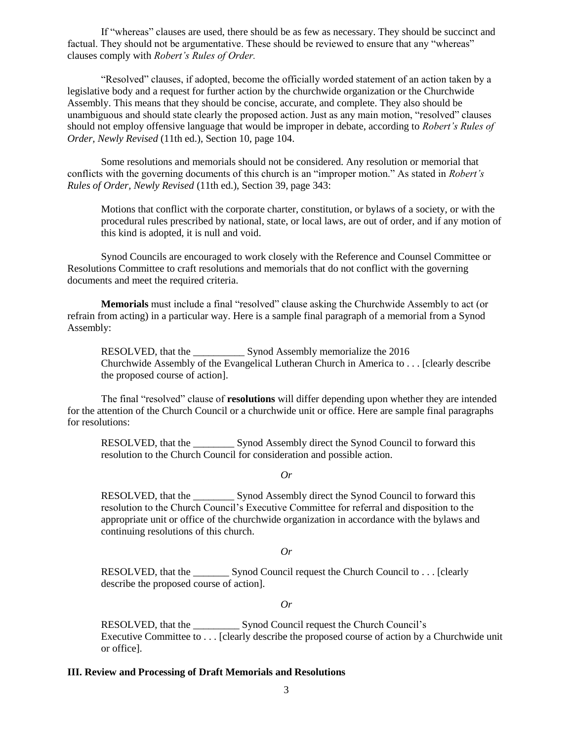If "whereas" clauses are used, there should be as few as necessary. They should be succinct and factual. They should not be argumentative. These should be reviewed to ensure that any "whereas" clauses comply with *Robert's Rules of Order.*

"Resolved" clauses, if adopted, become the officially worded statement of an action taken by a legislative body and a request for further action by the churchwide organization or the Churchwide Assembly. This means that they should be concise, accurate, and complete. They also should be unambiguous and should state clearly the proposed action. Just as any main motion, "resolved" clauses should not employ offensive language that would be improper in debate, according to *Robert's Rules of Order, Newly Revised* (11th ed.), Section 10, page 104.

Some resolutions and memorials should not be considered. Any resolution or memorial that conflicts with the governing documents of this church is an "improper motion." As stated in *Robert's Rules of Order, Newly Revised* (11th ed.), Section 39, page 343:

> Motions that conflict with the corporate charter, constitution, or bylaws of a society, or with the procedural rules prescribed by national, state, or local laws, are out of order, and if any motion of this kind is adopted, it is null and void.

Synod Councils are encouraged to work closely with the Reference and Counsel Committee or Resolutions Committee to craft resolutions and memorials that do not conflict with the governing documents and meet the required criteria.

**Memorials** must include a final "resolved" clause asking the Churchwide Assembly to act (or refrain from acting) in a particular way. Here is a sample final paragraph of a memorial from a Synod Assembly:

> RESOLVED, that the __________ Synod Assembly memorialize the 2016 Churchwide Assembly of the Evangelical Lutheran Church in America to . . . [clearly describe the proposed course of action].

The final "resolved" clause of **resolutions** will differ depending upon whether they are intended for the attention of the Church Council or a churchwide unit or office. Here are sample final paragraphs for resolutions:

> RESOLVED, that the ________ Synod Assembly direct the Synod Council to forward this resolution to the Church Council for consideration and possible action.

*Or*

> RESOLVED, that the ________ Synod Assembly direct the Synod Council to forward this resolution to the Church Council's Executive Committee for referral and disposition to the appropriate unit or office of the churchwide organization in accordance with the bylaws and continuing resolutions of this church.

*Or*

> RESOLVED, that the _______ Synod Council request the Church Council to . . . [clearly describe the proposed course of action].

*Or*

> RESOLVED, that the _________ Synod Council request the Church Council's Executive Committee to . . . [clearly describe the proposed course of action by a Churchwide unit or office].

## III. Review and Processing of Draft Memorials and Resolutions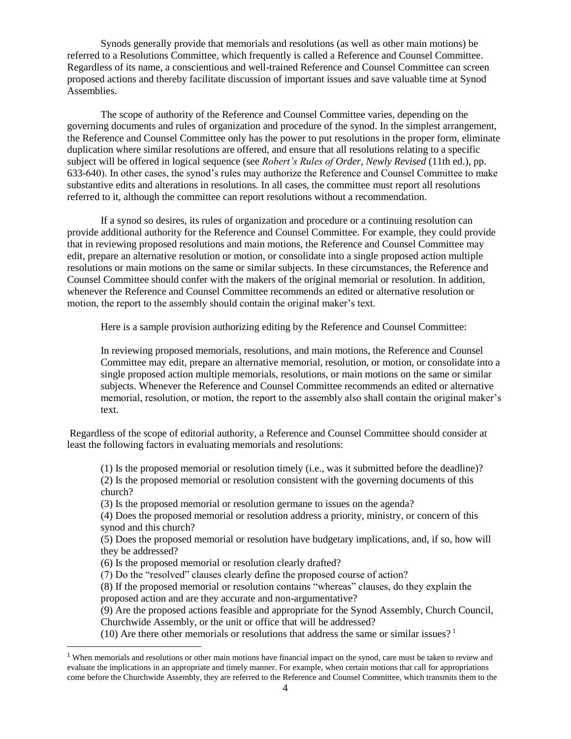Synods generally provide that memorials and resolutions (as well as other main motions) be referred to a Resolutions Committee, which frequently is called a Reference and Counsel Committee. Regardless of its name, a conscientious and well-trained Reference and Counsel Committee can screen proposed actions and thereby facilitate discussion of important issues and save valuable time at Synod Assemblies.

The scope of authority of the Reference and Counsel Committee varies, depending on the governing documents and rules of organization and procedure of the synod. In the simplest arrangement, the Reference and Counsel Committee only has the power to put resolutions in the proper form, eliminate duplication where similar resolutions are offered, and ensure that all resolutions relating to a specific subject will be offered in logical sequence (see *Robert's Rules of Order, Newly Revised* (11th ed.), pp. 633-640). In other cases, the synod's rules may authorize the Reference and Counsel Committee to make substantive edits and alterations in resolutions. In all cases, the committee must report all resolutions referred to it, although the committee can report resolutions without a recommendation.

If a synod so desires, its rules of organization and procedure or a continuing resolution can provide additional authority for the Reference and Counsel Committee. For example, they could provide that in reviewing proposed resolutions and main motions, the Reference and Counsel Committee may edit, prepare an alternative resolution or motion, or consolidate into a single proposed action multiple resolutions or main motions on the same or similar subjects. In these circumstances, the Reference and Counsel Committee should confer with the makers of the original memorial or resolution. In addition, whenever the Reference and Counsel Committee recommends an edited or alternative resolution or motion, the report to the assembly should contain the original maker's text.

Here is a sample provision authorizing editing by the Reference and Counsel Committee:

> In reviewing proposed memorials, resolutions, and main motions, the Reference and Counsel Committee may edit, prepare an alternative memorial, resolution, or motion, or consolidate into a single proposed action multiple memorials, resolutions, or main motions on the same or similar subjects. Whenever the Reference and Counsel Committee recommends an edited or alternative memorial, resolution, or motion, the report to the assembly also shall contain the original maker's text.

Regardless of the scope of editorial authority, a Reference and Counsel Committee should consider at least the following factors in evaluating memorials and resolutions:

(1) Is the proposed memorial or resolution timely (i.e., was it submitted before the deadline)?
(2) Is the proposed memorial or resolution consistent with the governing documents of this church?
(3) Is the proposed memorial or resolution germane to issues on the agenda?
(4) Does the proposed memorial or resolution address a priority, ministry, or concern of this synod and this church?
(5) Does the proposed memorial or resolution have budgetary implications, and, if so, how will they be addressed?
(6) Is the proposed memorial or resolution clearly drafted?
(7) Do the "resolved" clauses clearly define the proposed course of action?
(8) If the proposed memorial or resolution contains "whereas" clauses, do they explain the proposed action and are they accurate and non-argumentative?
(9) Are the proposed actions feasible and appropriate for the Synod Assembly, Church Council, Churchwide Assembly, or the unit or office that will be addressed?
(10) Are there other memorials or resolutions that address the same or similar issues? [1]

[1] When memorials and resolutions or other main motions have financial impact on the synod, care must be taken to review and evaluate the implications in an appropriate and timely manner. For example, when certain motions that call for appropriations come before the Churchwide Assembly, they are referred to the Reference and Counsel Committee, which transmits them to the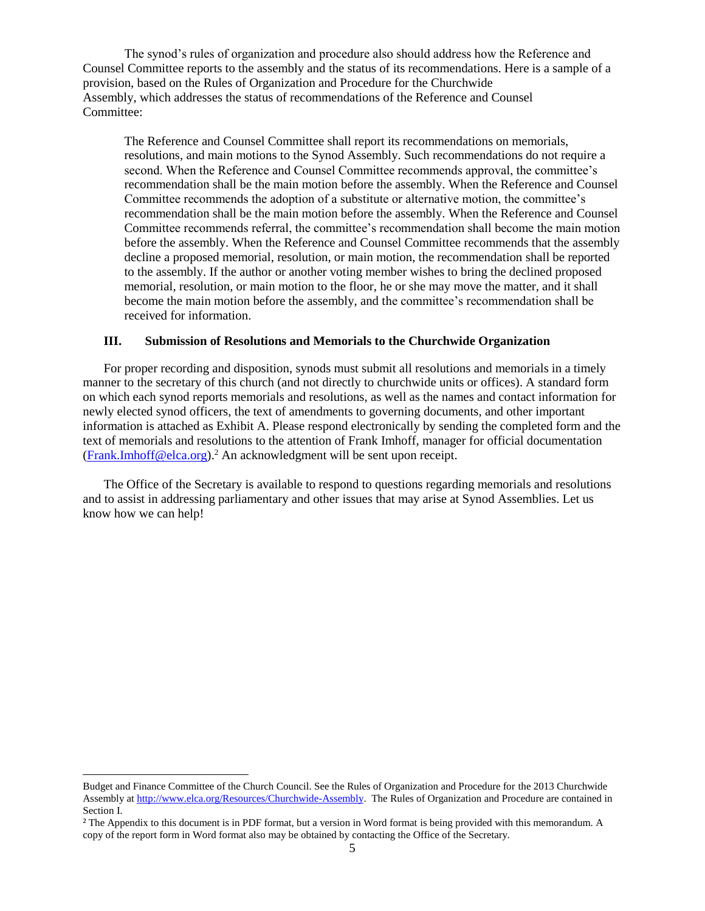The synod's rules of organization and procedure also should address how the Reference and Counsel Committee reports to the assembly and the status of its recommendations. Here is a sample of a provision, based on the Rules of Organization and Procedure for the Churchwide Assembly, which addresses the status of recommendations of the Reference and Counsel Committee:

> The Reference and Counsel Committee shall report its recommendations on memorials, resolutions, and main motions to the Synod Assembly. Such recommendations do not require a second. When the Reference and Counsel Committee recommends approval, the committee's recommendation shall be the main motion before the assembly. When the Reference and Counsel Committee recommends the adoption of a substitute or alternative motion, the committee's recommendation shall be the main motion before the assembly. When the Reference and Counsel Committee recommends referral, the committee's recommendation shall become the main motion before the assembly. When the Reference and Counsel Committee recommends that the assembly decline a proposed memorial, resolution, or main motion, the recommendation shall be reported to the assembly. If the author or another voting member wishes to bring the declined proposed memorial, resolution, or main motion to the floor, he or she may move the matter, and it shall become the main motion before the assembly, and the committee's recommendation shall be received for information.

## III. Submission of Resolutions and Memorials to the Churchwide Organization

For proper recording and disposition, synods must submit all resolutions and memorials in a timely manner to the secretary of this church (and not directly to churchwide units or offices). A standard form on which each synod reports memorials and resolutions, as well as the names and contact information for newly elected synod officers, the text of amendments to governing documents, and other important information is attached as Exhibit A. Please respond electronically by sending the completed form and the text of memorials and resolutions to the attention of Frank Imhoff, manager for official documentation (Frank.Imhoff@elca.org).[2] An acknowledgment will be sent upon receipt.

The Office of the Secretary is available to respond to questions regarding memorials and resolutions and to assist in addressing parliamentary and other issues that may arise at Synod Assemblies. Let us know how we can help!

---

Budget and Finance Committee of the Church Council. See the Rules of Organization and Procedure for the 2013 Churchwide Assembly at http://www.elca.org/Resources/Churchwide-Assembly. The Rules of Organization and Procedure are contained in Section I.

[2] The Appendix to this document is in PDF format, but a version in Word format is being provided with this memorandum. A copy of the report form in Word format also may be obtained by contacting the Office of the Secretary.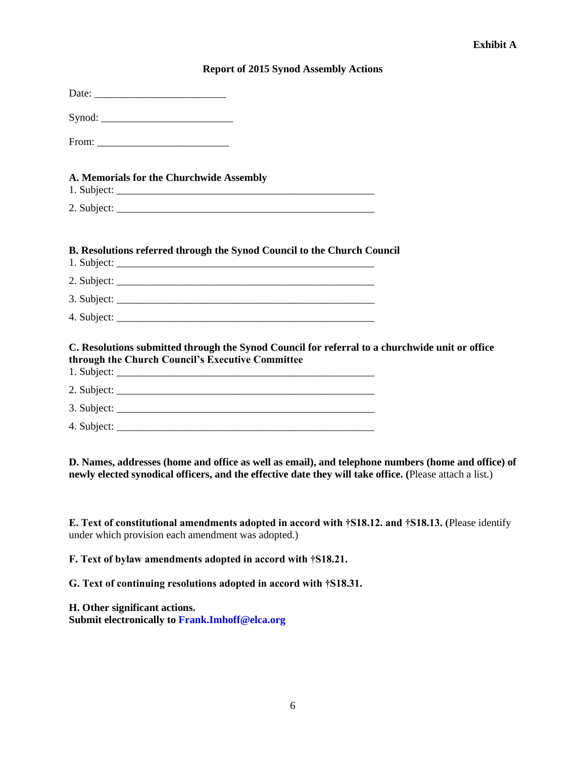**Exhibit A**

**Report of 2015 Synod Assembly Actions**

Date: _________________________

Synod: _________________________

From: _________________________

**A. Memorials for the Churchwide Assembly**

1. Subject: ________________________________________________
2. Subject: ________________________________________________

**B. Resolutions referred through the Synod Council to the Church Council**

1. Subject: ________________________________________________
2. Subject: ________________________________________________
3. Subject: ________________________________________________
4. Subject: ________________________________________________

**C. Resolutions submitted through the Synod Council for referral to a churchwide unit or office through the Church Council's Executive Committee**

1. Subject: ________________________________________________
2. Subject: ________________________________________________
3. Subject: ________________________________________________
4. Subject: ________________________________________________

**D. Names, addresses (home and office as well as email), and telephone numbers (home and office) of newly elected synodical officers, and the effective date they will take office. (**Please attach a list.)

**E. Text of constitutional amendments adopted in accord with †S18.12. and †S18.13. (**Please identify under which provision each amendment was adopted.)

**F. Text of bylaw amendments adopted in accord with †S18.21.**

**G. Text of continuing resolutions adopted in accord with †S18.31.**

**H. Other significant actions.**
**Submit electronically to Frank.Imhoff@elca.org**